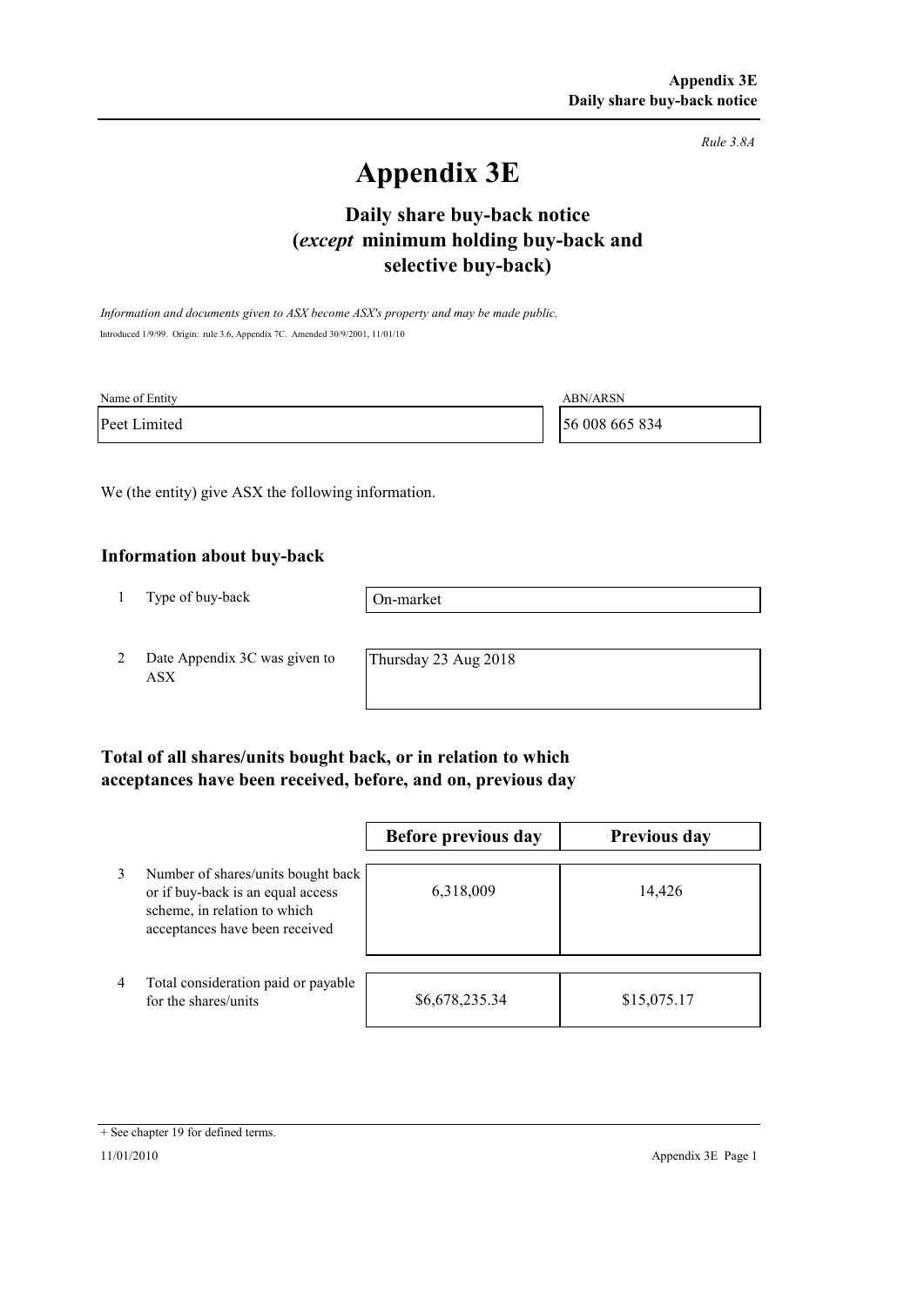*Rule 3.8A*

# Appendix 3E

## Daily share buy-back notice (*except* minimum holding buy-back and selective buy-back)

*Information and documents given to ASX become ASX's property and may be made public.*

Introduced 1/9/99. Origin: rule 3.6, Appendix 7C. Amended 30/9/2001, 11/01/10

| Name of Entity | ABN/ARSN |
| --- | --- |
| Peet Limited | 56 008 665 834 |

We (the entity) give ASX the following information.

### Information about buy-back

| | | |
| --- | --- | --- |
| 1 | Type of buy-back | On-market |
| 2 | Date Appendix 3C was given to ASX | Thursday 23 Aug 2018 |

### Total of all shares/units bought back, or in relation to which acceptances have been received, before, and on, previous day

| | | Before previous day | Previous day |
| --- | --- | --- | --- |
| 3 | Number of shares/units bought back or if buy-back is an equal access scheme, in relation to which acceptances have been received | 6,318,009 | 14,426 |
| 4 | Total consideration paid or payable for the shares/units | $6,678,235.34 | $15,075.17 |

+ See chapter 19 for defined terms.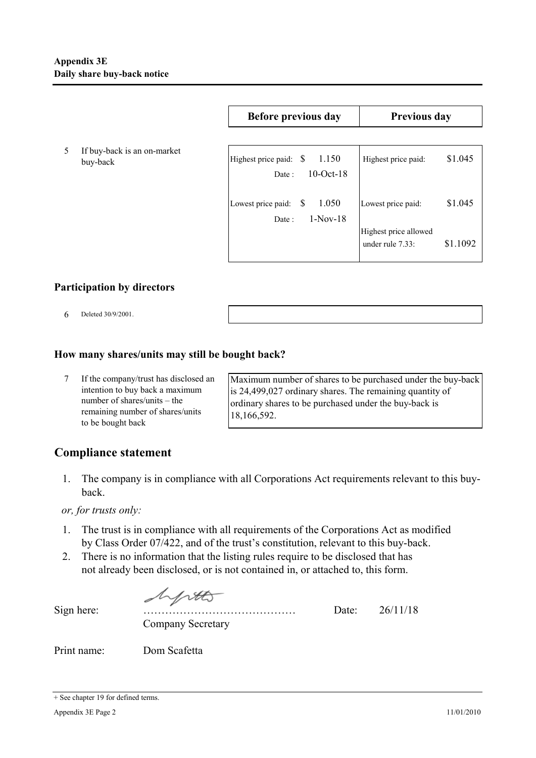**Appendix 3E**
**Daily share buy-back notice**

| | | Before previous day | Previous day |
|---|---|---|---|
| 5 | If buy-back is an on-market buy-back | Highest price paid: $ 1.150<br>Date : 10-Oct-18<br><br>Lowest price paid: $ 1.050<br>Date : 1-Nov-18 | Highest price paid: $1.045<br><br>Lowest price paid: $1.045<br><br>Highest price allowed under rule 7.33: $1.1092 |

## Participation by directors

| | | |
|---|---|---|
| 6 | Deleted 30/9/2001. | |

## How many shares/units may still be bought back?

| | | |
|---|---|---|
| 7 | If the company/trust has disclosed an intention to buy back a maximum number of shares/units – the remaining number of shares/units to be bought back | Maximum number of shares to be purchased under the buy-back is 24,499,027 ordinary shares. The remaining quantity of ordinary shares to be purchased under the buy-back is 18,166,592. |

## Compliance statement

1. The company is in compliance with all Corporations Act requirements relevant to this buy-back.

*or, for trusts only:*

1. The trust is in compliance with all requirements of the Corporations Act as modified by Class Order 07/422, and of the trust's constitution, relevant to this buy-back.
2. There is no information that the listing rules require to be disclosed that has not already been disclosed, or is not contained in, or attached to, this form.

Sign here: …………………………………… Date: 26/11/18
Company Secretary

Print name: Dom Scafetta

+ See chapter 19 for defined terms.